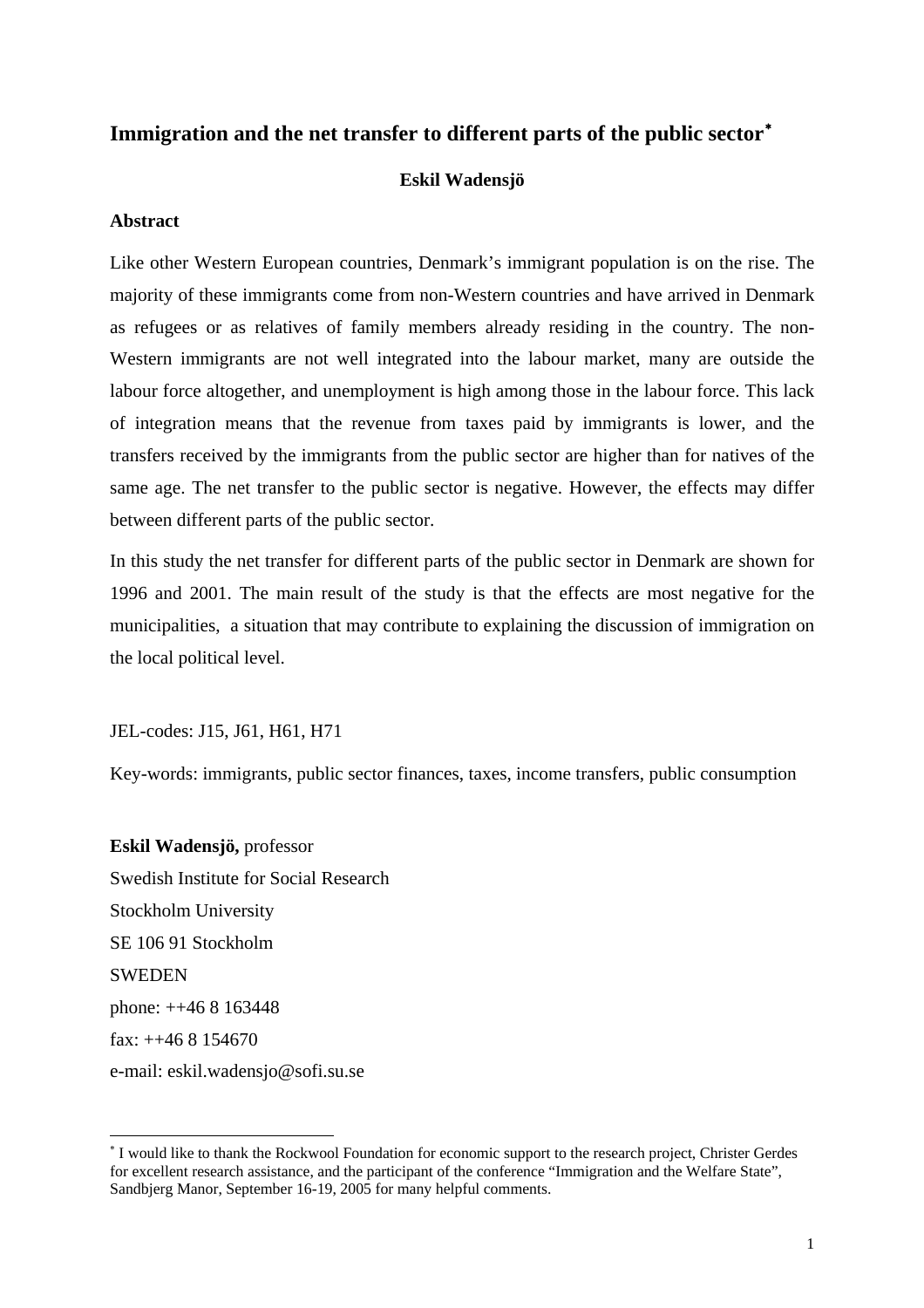# Immigration and the net transfer to different parts of the public sector[*]

**Eskil Wadensjö**

## Abstract

Like other Western European countries, Denmark's immigrant population is on the rise. The majority of these immigrants come from non-Western countries and have arrived in Denmark as refugees or as relatives of family members already residing in the country. The non-Western immigrants are not well integrated into the labour market, many are outside the labour force altogether, and unemployment is high among those in the labour force. This lack of integration means that the revenue from taxes paid by immigrants is lower, and the transfers received by the immigrants from the public sector are higher than for natives of the same age. The net transfer to the public sector is negative. However, the effects may differ between different parts of the public sector.

In this study the net transfer for different parts of the public sector in Denmark are shown for 1996 and 2001. The main result of the study is that the effects are most negative for the municipalities, a situation that may contribute to explaining the discussion of immigration on the local political level.

JEL-codes: J15, J61, H61, H71

Key-words: immigrants, public sector finances, taxes, income transfers, public consumption

**Eskil Wadensjö,** professor
Swedish Institute for Social Research
Stockholm University
SE 106 91 Stockholm
SWEDEN
phone: ++46 8 163448
fax: ++46 8 154670
e-mail: eskil.wadensjo@sofi.su.se

---

[*] I would like to thank the Rockwool Foundation for economic support to the research project, Christer Gerdes for excellent research assistance, and the participant of the conference "Immigration and the Welfare State", Sandbjerg Manor, September 16-19, 2005 for many helpful comments.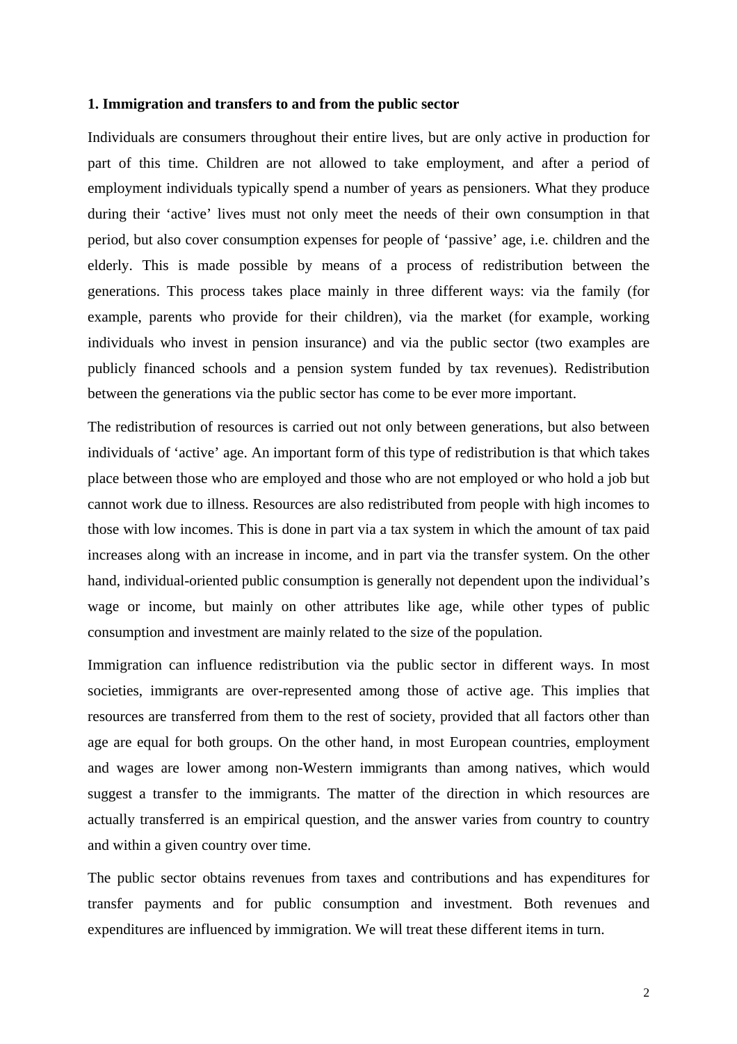**1. Immigration and transfers to and from the public sector**

Individuals are consumers throughout their entire lives, but are only active in production for part of this time. Children are not allowed to take employment, and after a period of employment individuals typically spend a number of years as pensioners. What they produce during their 'active' lives must not only meet the needs of their own consumption in that period, but also cover consumption expenses for people of 'passive' age, i.e. children and the elderly. This is made possible by means of a process of redistribution between the generations. This process takes place mainly in three different ways: via the family (for example, parents who provide for their children), via the market (for example, working individuals who invest in pension insurance) and via the public sector (two examples are publicly financed schools and a pension system funded by tax revenues). Redistribution between the generations via the public sector has come to be ever more important.

The redistribution of resources is carried out not only between generations, but also between individuals of 'active' age. An important form of this type of redistribution is that which takes place between those who are employed and those who are not employed or who hold a job but cannot work due to illness. Resources are also redistributed from people with high incomes to those with low incomes. This is done in part via a tax system in which the amount of tax paid increases along with an increase in income, and in part via the transfer system. On the other hand, individual-oriented public consumption is generally not dependent upon the individual's wage or income, but mainly on other attributes like age, while other types of public consumption and investment are mainly related to the size of the population.

Immigration can influence redistribution via the public sector in different ways. In most societies, immigrants are over-represented among those of active age. This implies that resources are transferred from them to the rest of society, provided that all factors other than age are equal for both groups. On the other hand, in most European countries, employment and wages are lower among non-Western immigrants than among natives, which would suggest a transfer to the immigrants. The matter of the direction in which resources are actually transferred is an empirical question, and the answer varies from country to country and within a given country over time.

The public sector obtains revenues from taxes and contributions and has expenditures for transfer payments and for public consumption and investment. Both revenues and expenditures are influenced by immigration. We will treat these different items in turn.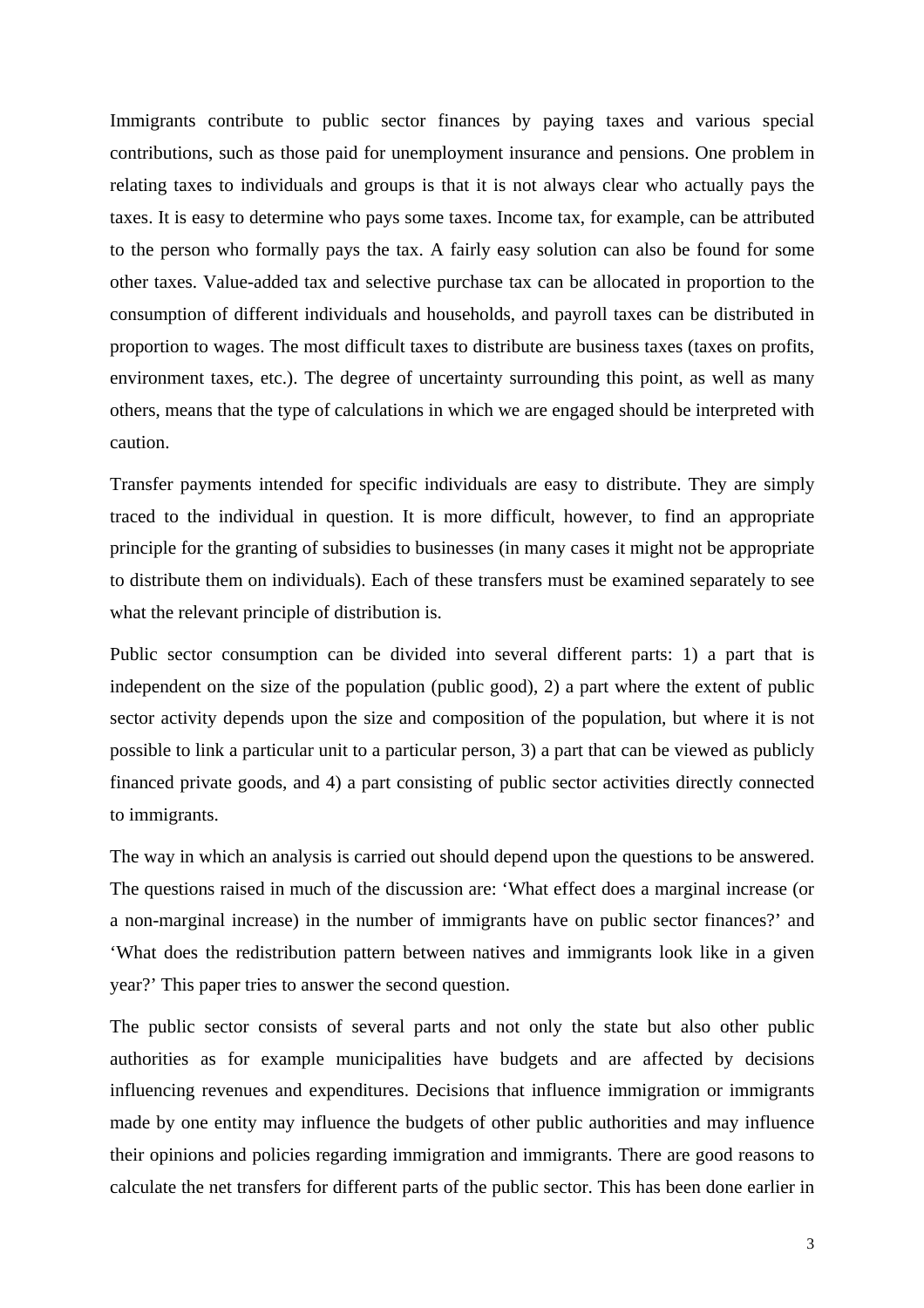Immigrants contribute to public sector finances by paying taxes and various special contributions, such as those paid for unemployment insurance and pensions. One problem in relating taxes to individuals and groups is that it is not always clear who actually pays the taxes. It is easy to determine who pays some taxes. Income tax, for example, can be attributed to the person who formally pays the tax. A fairly easy solution can also be found for some other taxes. Value-added tax and selective purchase tax can be allocated in proportion to the consumption of different individuals and households, and payroll taxes can be distributed in proportion to wages. The most difficult taxes to distribute are business taxes (taxes on profits, environment taxes, etc.). The degree of uncertainty surrounding this point, as well as many others, means that the type of calculations in which we are engaged should be interpreted with caution.

Transfer payments intended for specific individuals are easy to distribute. They are simply traced to the individual in question. It is more difficult, however, to find an appropriate principle for the granting of subsidies to businesses (in many cases it might not be appropriate to distribute them on individuals). Each of these transfers must be examined separately to see what the relevant principle of distribution is.

Public sector consumption can be divided into several different parts: 1) a part that is independent on the size of the population (public good), 2) a part where the extent of public sector activity depends upon the size and composition of the population, but where it is not possible to link a particular unit to a particular person, 3) a part that can be viewed as publicly financed private goods, and 4) a part consisting of public sector activities directly connected to immigrants.

The way in which an analysis is carried out should depend upon the questions to be answered. The questions raised in much of the discussion are: 'What effect does a marginal increase (or a non-marginal increase) in the number of immigrants have on public sector finances?' and 'What does the redistribution pattern between natives and immigrants look like in a given year?' This paper tries to answer the second question.

The public sector consists of several parts and not only the state but also other public authorities as for example municipalities have budgets and are affected by decisions influencing revenues and expenditures. Decisions that influence immigration or immigrants made by one entity may influence the budgets of other public authorities and may influence their opinions and policies regarding immigration and immigrants. There are good reasons to calculate the net transfers for different parts of the public sector. This has been done earlier in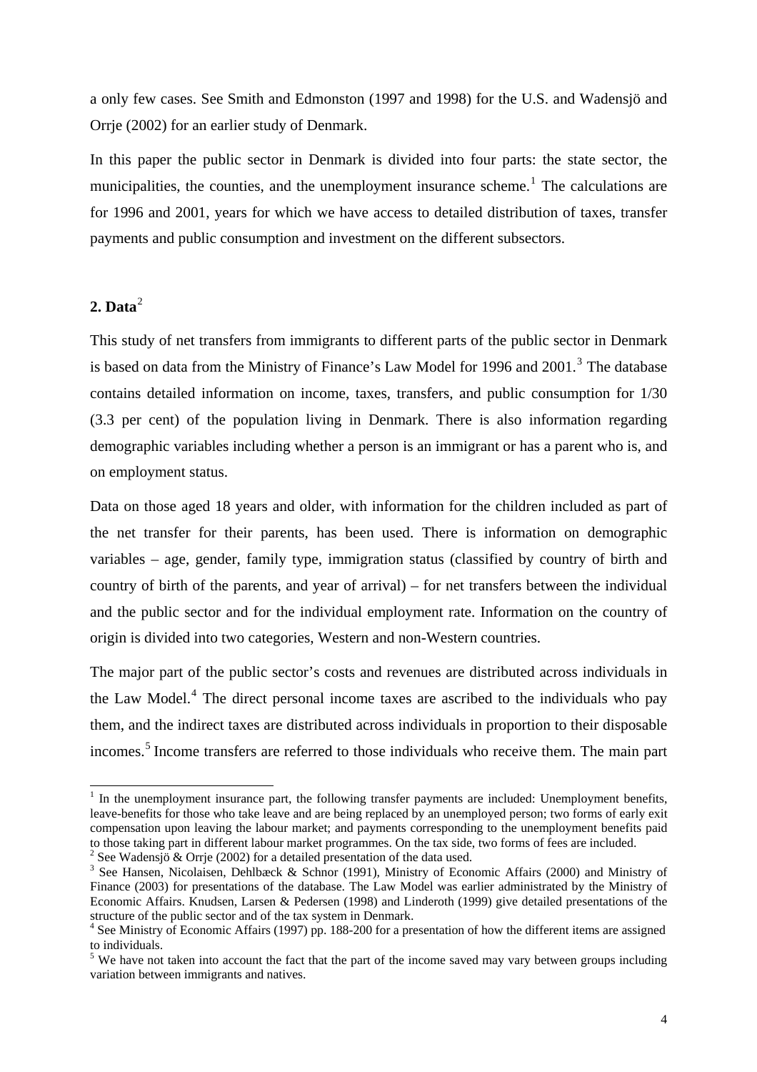a only few cases. See Smith and Edmonston (1997 and 1998) for the U.S. and Wadensjö and Orrje (2002) for an earlier study of Denmark.

In this paper the public sector in Denmark is divided into four parts: the state sector, the municipalities, the counties, and the unemployment insurance scheme.[1] The calculations are for 1996 and 2001, years for which we have access to detailed distribution of taxes, transfer payments and public consumption and investment on the different subsectors.

## 2. Data[2]

This study of net transfers from immigrants to different parts of the public sector in Denmark is based on data from the Ministry of Finance's Law Model for 1996 and 2001.[3] The database contains detailed information on income, taxes, transfers, and public consumption for 1/30 (3.3 per cent) of the population living in Denmark. There is also information regarding demographic variables including whether a person is an immigrant or has a parent who is, and on employment status.

Data on those aged 18 years and older, with information for the children included as part of the net transfer for their parents, has been used. There is information on demographic variables – age, gender, family type, immigration status (classified by country of birth and country of birth of the parents, and year of arrival) – for net transfers between the individual and the public sector and for the individual employment rate. Information on the country of origin is divided into two categories, Western and non-Western countries.

The major part of the public sector's costs and revenues are distributed across individuals in the Law Model.[4] The direct personal income taxes are ascribed to the individuals who pay them, and the indirect taxes are distributed across individuals in proportion to their disposable incomes.[5] Income transfers are referred to those individuals who receive them. The main part

---

[1] In the unemployment insurance part, the following transfer payments are included: Unemployment benefits, leave-benefits for those who take leave and are being replaced by an unemployed person; two forms of early exit compensation upon leaving the labour market; and payments corresponding to the unemployment benefits paid to those taking part in different labour market programmes. On the tax side, two forms of fees are included.

[2] See Wadensjö & Orrje (2002) for a detailed presentation of the data used.

[3] See Hansen, Nicolaisen, Dehlbæck & Schnor (1991), Ministry of Economic Affairs (2000) and Ministry of Finance (2003) for presentations of the database. The Law Model was earlier administrated by the Ministry of Economic Affairs. Knudsen, Larsen & Pedersen (1998) and Linderoth (1999) give detailed presentations of the structure of the public sector and of the tax system in Denmark.

[4] See Ministry of Economic Affairs (1997) pp. 188-200 for a presentation of how the different items are assigned to individuals.

[5] We have not taken into account the fact that the part of the income saved may vary between groups including variation between immigrants and natives.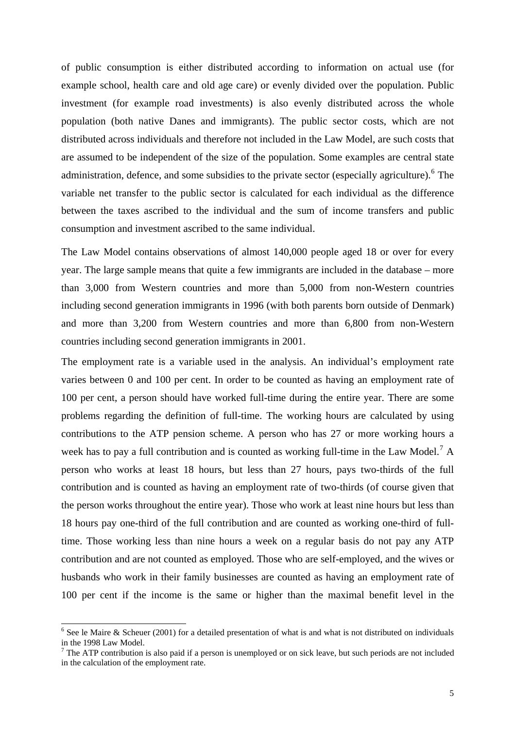of public consumption is either distributed according to information on actual use (for example school, health care and old age care) or evenly divided over the population. Public investment (for example road investments) is also evenly distributed across the whole population (both native Danes and immigrants). The public sector costs, which are not distributed across individuals and therefore not included in the Law Model, are such costs that are assumed to be independent of the size of the population. Some examples are central state administration, defence, and some subsidies to the private sector (especially agriculture).[6] The variable net transfer to the public sector is calculated for each individual as the difference between the taxes ascribed to the individual and the sum of income transfers and public consumption and investment ascribed to the same individual.

The Law Model contains observations of almost 140,000 people aged 18 or over for every year. The large sample means that quite a few immigrants are included in the database – more than 3,000 from Western countries and more than 5,000 from non-Western countries including second generation immigrants in 1996 (with both parents born outside of Denmark) and more than 3,200 from Western countries and more than 6,800 from non-Western countries including second generation immigrants in 2001.

The employment rate is a variable used in the analysis. An individual's employment rate varies between 0 and 100 per cent. In order to be counted as having an employment rate of 100 per cent, a person should have worked full-time during the entire year. There are some problems regarding the definition of full-time. The working hours are calculated by using contributions to the ATP pension scheme. A person who has 27 or more working hours a week has to pay a full contribution and is counted as working full-time in the Law Model.[7] A person who works at least 18 hours, but less than 27 hours, pays two-thirds of the full contribution and is counted as having an employment rate of two-thirds (of course given that the person works throughout the entire year). Those who work at least nine hours but less than 18 hours pay one-third of the full contribution and are counted as working one-third of full-time. Those working less than nine hours a week on a regular basis do not pay any ATP contribution and are not counted as employed. Those who are self-employed, and the wives or husbands who work in their family businesses are counted as having an employment rate of 100 per cent if the income is the same or higher than the maximal benefit level in the

[6] See le Maire & Scheuer (2001) for a detailed presentation of what is and what is not distributed on individuals in the 1998 Law Model.

[7] The ATP contribution is also paid if a person is unemployed or on sick leave, but such periods are not included in the calculation of the employment rate.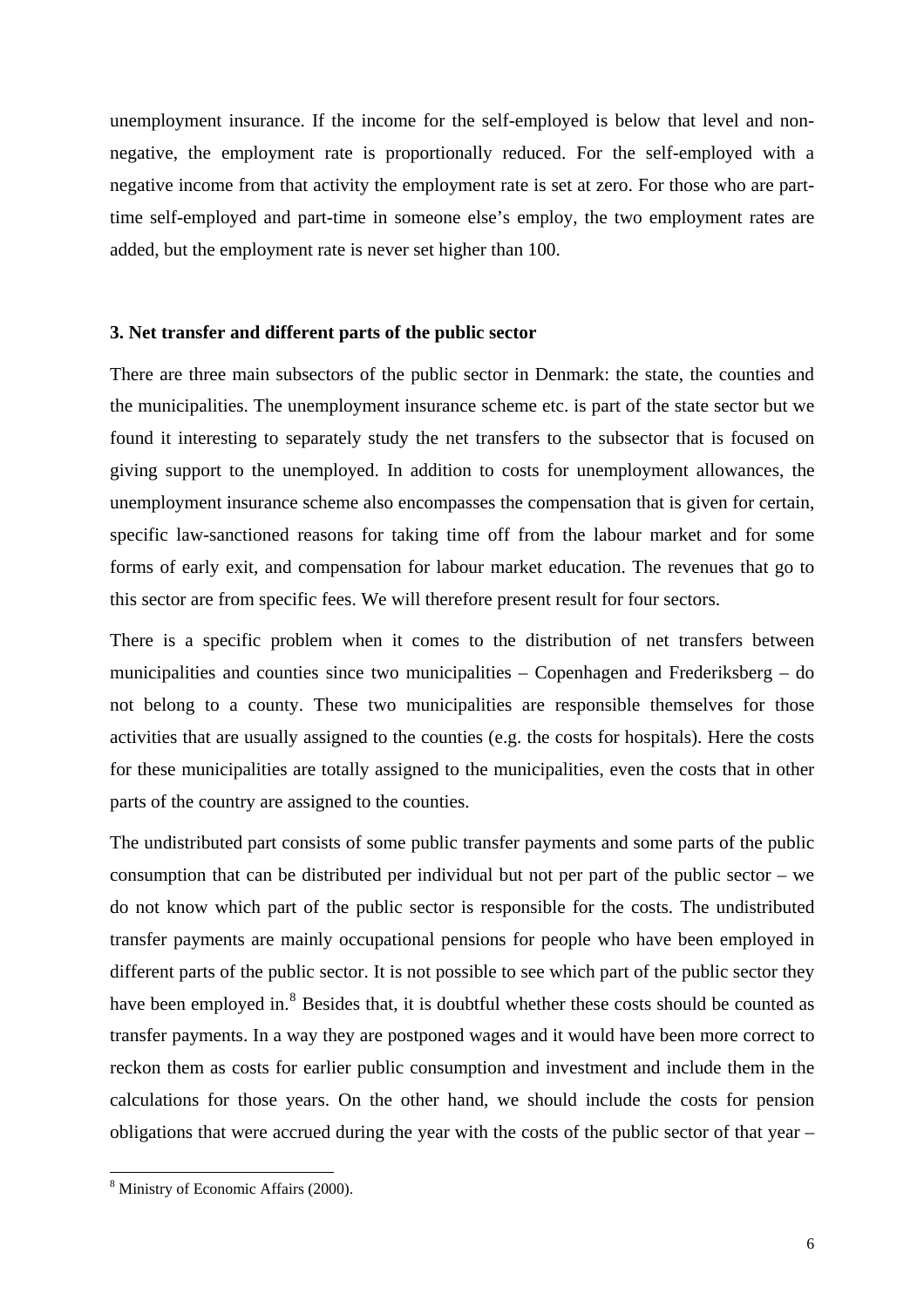unemployment insurance. If the income for the self-employed is below that level and non-negative, the employment rate is proportionally reduced. For the self-employed with a negative income from that activity the employment rate is set at zero. For those who are part-time self-employed and part-time in someone else's employ, the two employment rates are added, but the employment rate is never set higher than 100.

### 3. Net transfer and different parts of the public sector

There are three main subsectors of the public sector in Denmark: the state, the counties and the municipalities. The unemployment insurance scheme etc. is part of the state sector but we found it interesting to separately study the net transfers to the subsector that is focused on giving support to the unemployed. In addition to costs for unemployment allowances, the unemployment insurance scheme also encompasses the compensation that is given for certain, specific law-sanctioned reasons for taking time off from the labour market and for some forms of early exit, and compensation for labour market education. The revenues that go to this sector are from specific fees. We will therefore present result for four sectors.

There is a specific problem when it comes to the distribution of net transfers between municipalities and counties since two municipalities – Copenhagen and Frederiksberg – do not belong to a county. These two municipalities are responsible themselves for those activities that are usually assigned to the counties (e.g. the costs for hospitals). Here the costs for these municipalities are totally assigned to the municipalities, even the costs that in other parts of the country are assigned to the counties.

The undistributed part consists of some public transfer payments and some parts of the public consumption that can be distributed per individual but not per part of the public sector – we do not know which part of the public sector is responsible for the costs. The undistributed transfer payments are mainly occupational pensions for people who have been employed in different parts of the public sector. It is not possible to see which part of the public sector they have been employed in.[8] Besides that, it is doubtful whether these costs should be counted as transfer payments. In a way they are postponed wages and it would have been more correct to reckon them as costs for earlier public consumption and investment and include them in the calculations for those years. On the other hand, we should include the costs for pension obligations that were accrued during the year with the costs of the public sector of that year –

[8] Ministry of Economic Affairs (2000).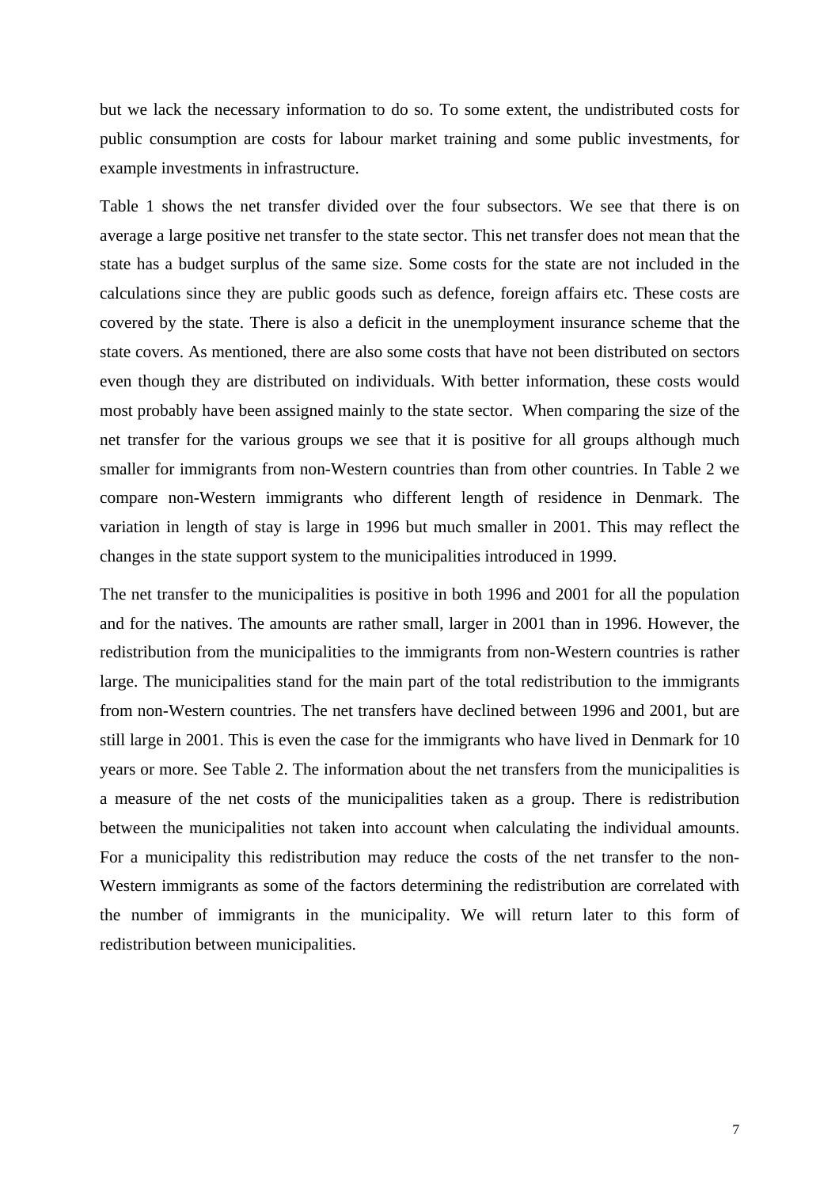but we lack the necessary information to do so. To some extent, the undistributed costs for public consumption are costs for labour market training and some public investments, for example investments in infrastructure.

Table 1 shows the net transfer divided over the four subsectors. We see that there is on average a large positive net transfer to the state sector. This net transfer does not mean that the state has a budget surplus of the same size. Some costs for the state are not included in the calculations since they are public goods such as defence, foreign affairs etc. These costs are covered by the state. There is also a deficit in the unemployment insurance scheme that the state covers. As mentioned, there are also some costs that have not been distributed on sectors even though they are distributed on individuals. With better information, these costs would most probably have been assigned mainly to the state sector. When comparing the size of the net transfer for the various groups we see that it is positive for all groups although much smaller for immigrants from non-Western countries than from other countries. In Table 2 we compare non-Western immigrants who different length of residence in Denmark. The variation in length of stay is large in 1996 but much smaller in 2001. This may reflect the changes in the state support system to the municipalities introduced in 1999.

The net transfer to the municipalities is positive in both 1996 and 2001 for all the population and for the natives. The amounts are rather small, larger in 2001 than in 1996. However, the redistribution from the municipalities to the immigrants from non-Western countries is rather large. The municipalities stand for the main part of the total redistribution to the immigrants from non-Western countries. The net transfers have declined between 1996 and 2001, but are still large in 2001. This is even the case for the immigrants who have lived in Denmark for 10 years or more. See Table 2. The information about the net transfers from the municipalities is a measure of the net costs of the municipalities taken as a group. There is redistribution between the municipalities not taken into account when calculating the individual amounts. For a municipality this redistribution may reduce the costs of the net transfer to the non-Western immigrants as some of the factors determining the redistribution are correlated with the number of immigrants in the municipality. We will return later to this form of redistribution between municipalities.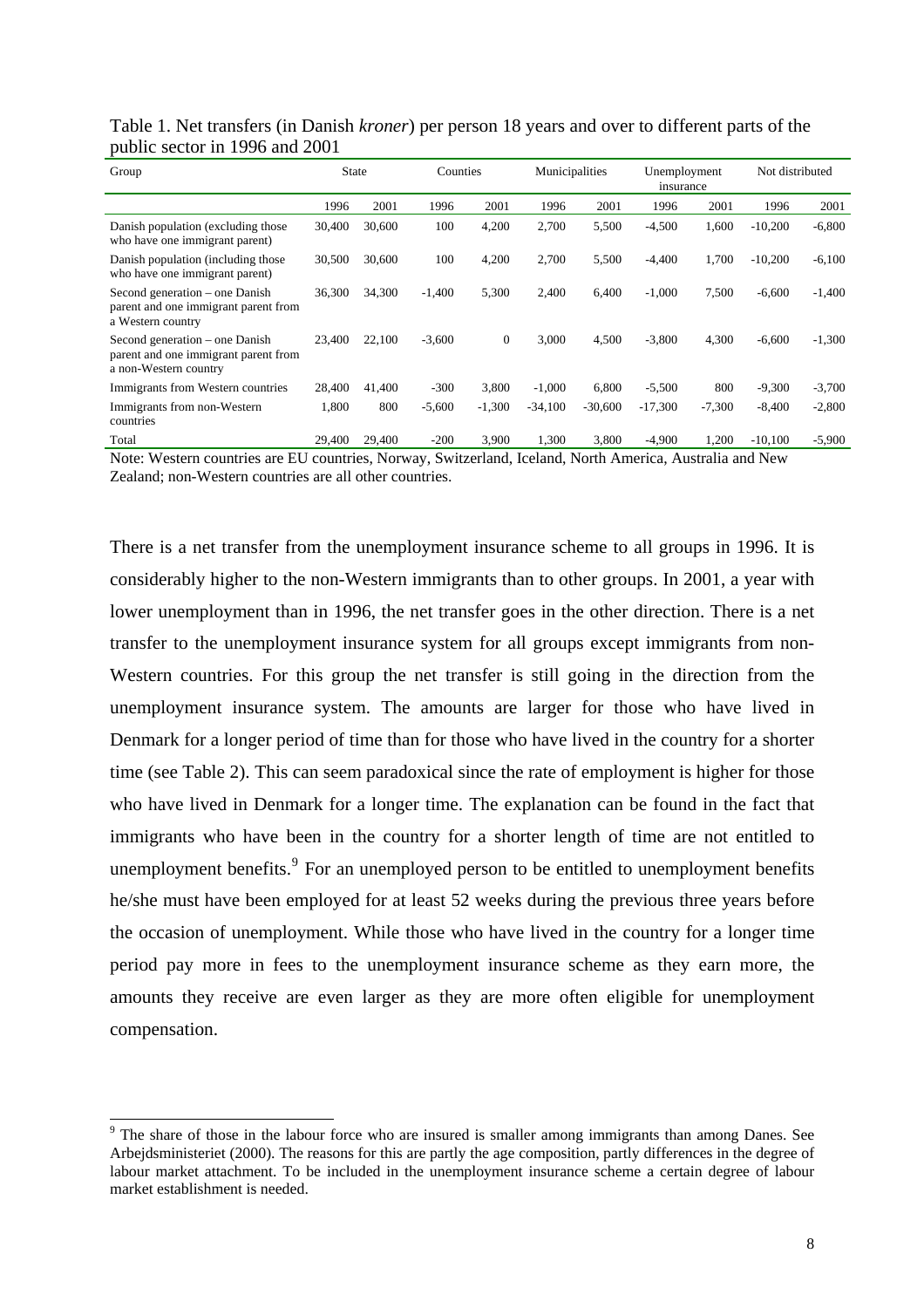Table 1. Net transfers (in Danish *kroner*) per person 18 years and over to different parts of the public sector in 1996 and 2001

| Group | State | | Counties | | Municipalities | | Unemployment insurance | | Not distributed | |
|---|---|---|---|---|---|---|---|---|---|---|
| | 1996 | 2001 | 1996 | 2001 | 1996 | 2001 | 1996 | 2001 | 1996 | 2001 |
| Danish population (excluding those who have one immigrant parent) | 30,400 | 30,600 | 100 | 4,200 | 2,700 | 5,500 | -4,500 | 1,600 | -10,200 | -6,800 |
| Danish population (including those who have one immigrant parent) | 30,500 | 30,600 | 100 | 4,200 | 2,700 | 5,500 | -4,400 | 1,700 | -10,200 | -6,100 |
| Second generation – one Danish parent and one immigrant parent from a Western country | 36,300 | 34,300 | -1,400 | 5,300 | 2,400 | 6,400 | -1,000 | 7,500 | -6,600 | -1,400 |
| Second generation – one Danish parent and one immigrant parent from a non-Western country | 23,400 | 22,100 | -3,600 | 0 | 3,000 | 4,500 | -3,800 | 4,300 | -6,600 | -1,300 |
| Immigrants from Western countries | 28,400 | 41,400 | -300 | 3,800 | -1,000 | 6,800 | -5,500 | 800 | -9,300 | -3,700 |
| Immigrants from non-Western countries | 1,800 | 800 | -5,600 | -1,300 | -34,100 | -30,600 | -17,300 | -7,300 | -8,400 | -2,800 |
| Total | 29,400 | 29,400 | -200 | 3,900 | 1,300 | 3,800 | -4,900 | 1,200 | -10,100 | -5,900 |

Note: Western countries are EU countries, Norway, Switzerland, Iceland, North America, Australia and New Zealand; non-Western countries are all other countries.

There is a net transfer from the unemployment insurance scheme to all groups in 1996. It is considerably higher to the non-Western immigrants than to other groups. In 2001, a year with lower unemployment than in 1996, the net transfer goes in the other direction. There is a net transfer to the unemployment insurance system for all groups except immigrants from non-Western countries. For this group the net transfer is still going in the direction from the unemployment insurance system. The amounts are larger for those who have lived in Denmark for a longer period of time than for those who have lived in the country for a shorter time (see Table 2). This can seem paradoxical since the rate of employment is higher for those who have lived in Denmark for a longer time. The explanation can be found in the fact that immigrants who have been in the country for a shorter length of time are not entitled to unemployment benefits.[9] For an unemployed person to be entitled to unemployment benefits he/she must have been employed for at least 52 weeks during the previous three years before the occasion of unemployment. While those who have lived in the country for a longer time period pay more in fees to the unemployment insurance scheme as they earn more, the amounts they receive are even larger as they are more often eligible for unemployment compensation.

[9] The share of those in the labour force who are insured is smaller among immigrants than among Danes. See Arbejdsministeriet (2000). The reasons for this are partly the age composition, partly differences in the degree of labour market attachment. To be included in the unemployment insurance scheme a certain degree of labour market establishment is needed.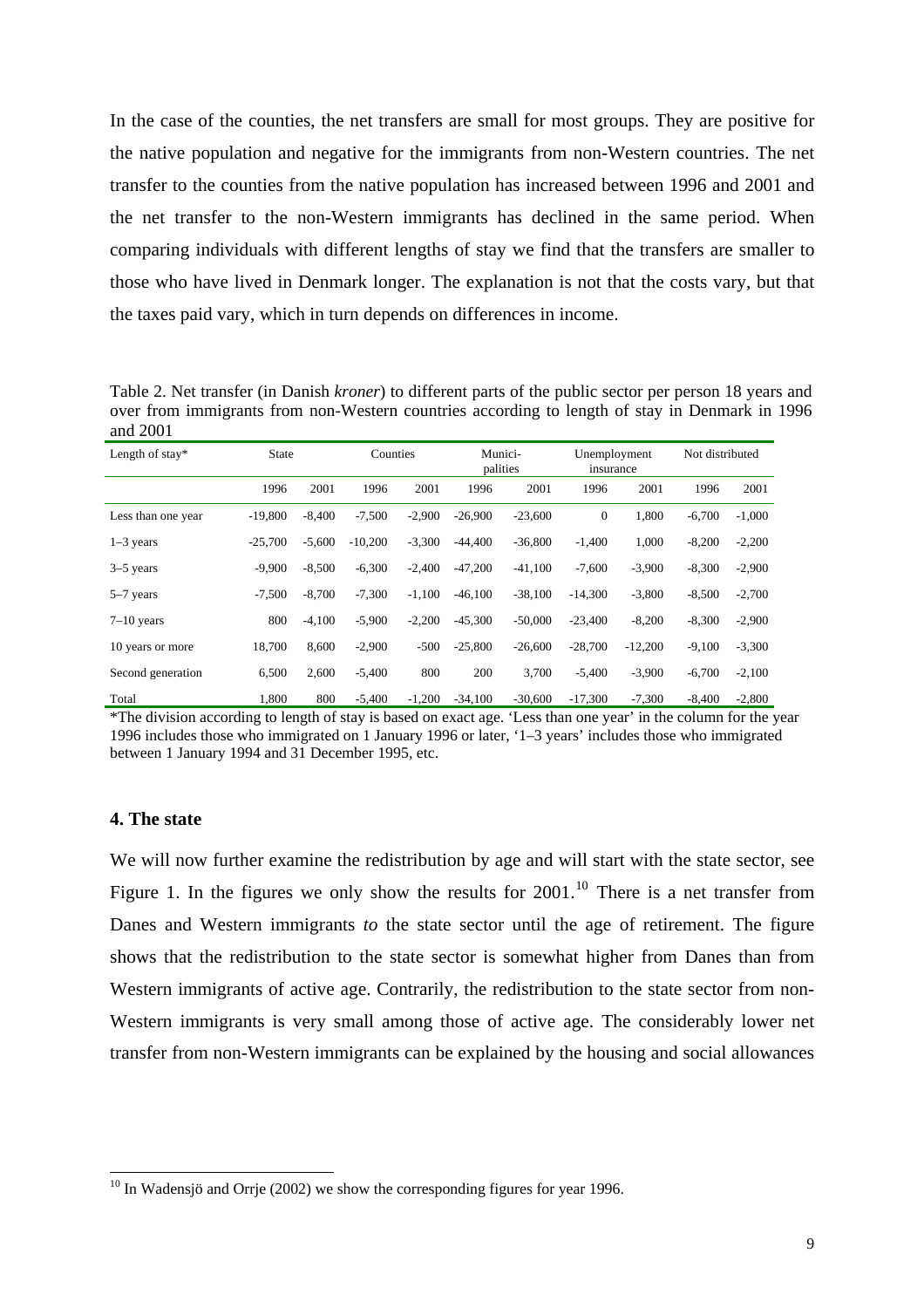In the case of the counties, the net transfers are small for most groups. They are positive for the native population and negative for the immigrants from non-Western countries. The net transfer to the counties from the native population has increased between 1996 and 2001 and the net transfer to the non-Western immigrants has declined in the same period. When comparing individuals with different lengths of stay we find that the transfers are smaller to those who have lived in Denmark longer. The explanation is not that the costs vary, but that the taxes paid vary, which in turn depends on differences in income.

Table 2. Net transfer (in Danish *kroner*) to different parts of the public sector per person 18 years and over from immigrants from non-Western countries according to length of stay in Denmark in 1996 and 2001

| Length of stay* | State | | Counties | | Munici-palities | | Unemployment insurance | | Not distributed | |
|---|---|---|---|---|---|---|---|---|---|---|
| | 1996 | 2001 | 1996 | 2001 | 1996 | 2001 | 1996 | 2001 | 1996 | 2001 |
| Less than one year | -19,800 | -8,400 | -7,500 | -2,900 | -26,900 | -23,600 | 0 | 1,800 | -6,700 | -1,000 |
| 1–3 years | -25,700 | -5,600 | -10,200 | -3,300 | -44,400 | -36,800 | -1,400 | 1,000 | -8,200 | -2,200 |
| 3–5 years | -9,900 | -8,500 | -6,300 | -2,400 | -47,200 | -41,100 | -7,600 | -3,900 | -8,300 | -2,900 |
| 5–7 years | -7,500 | -8,700 | -7,300 | -1,100 | -46,100 | -38,100 | -14,300 | -3,800 | -8,500 | -2,700 |
| 7–10 years | 800 | -4,100 | -5,900 | -2,200 | -45,300 | -50,000 | -23,400 | -8,200 | -8,300 | -2,900 |
| 10 years or more | 18,700 | 8,600 | -2,900 | -500 | -25,800 | -26,600 | -28,700 | -12,200 | -9,100 | -3,300 |
| Second generation | 6,500 | 2,600 | -5,400 | 800 | 200 | 3,700 | -5,400 | -3,900 | -6,700 | -2,100 |
| Total | 1,800 | 800 | -5,400 | -1,200 | -34,100 | -30,600 | -17,300 | -7,300 | -8,400 | -2,800 |

*The division according to length of stay is based on exact age. 'Less than one year' in the column for the year 1996 includes those who immigrated on 1 January 1996 or later, '1–3 years' includes those who immigrated between 1 January 1994 and 31 December 1995, etc.

## 4. The state

We will now further examine the redistribution by age and will start with the state sector, see Figure 1. In the figures we only show the results for 2001.[10] There is a net transfer from Danes and Western immigrants *to* the state sector until the age of retirement. The figure shows that the redistribution to the state sector is somewhat higher from Danes than from Western immigrants of active age. Contrarily, the redistribution to the state sector from non-Western immigrants is very small among those of active age. The considerably lower net transfer from non-Western immigrants can be explained by the housing and social allowances

[10] In Wadensjö and Orrje (2002) we show the corresponding figures for year 1996.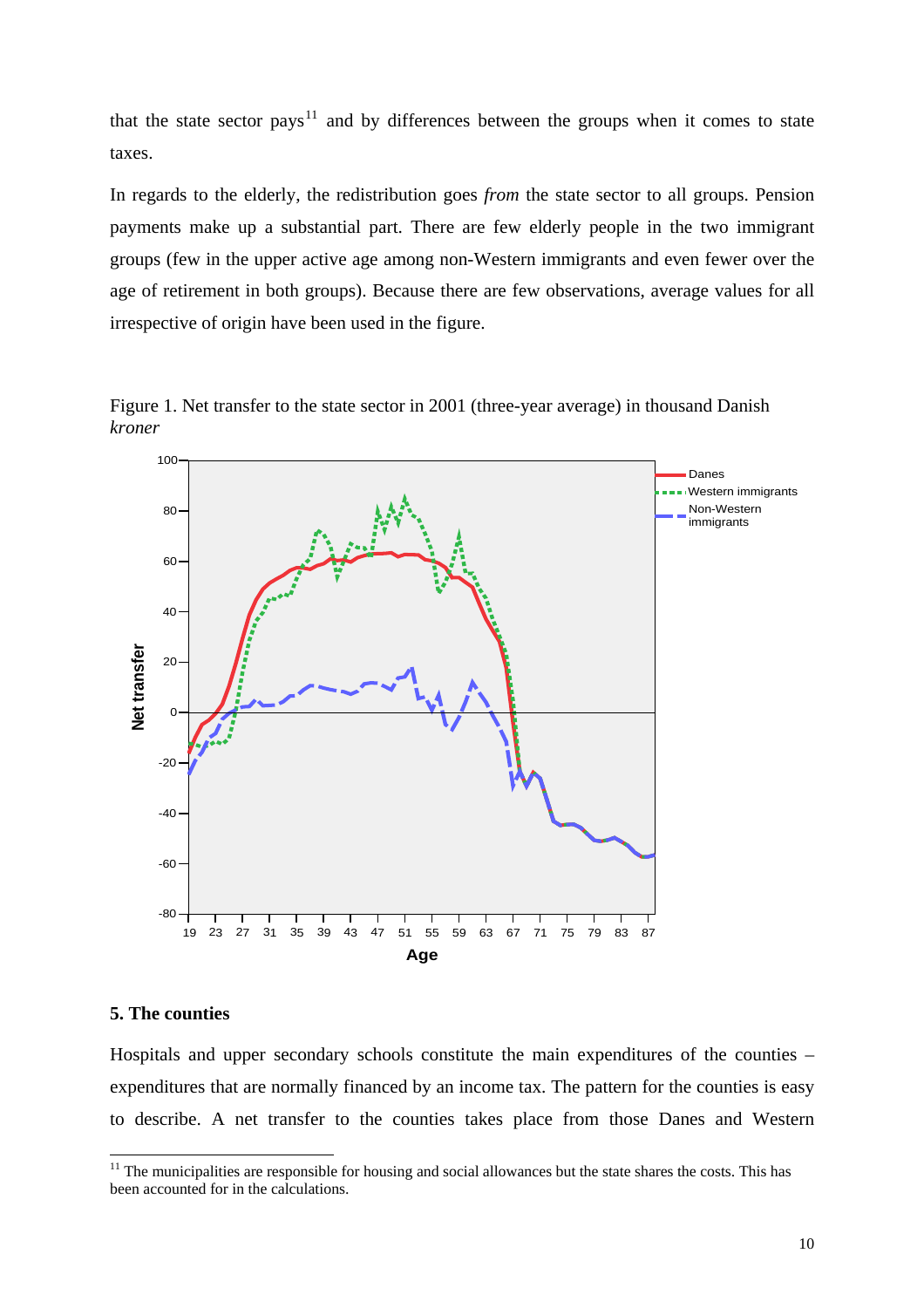that the state sector pays[11] and by differences between the groups when it comes to state taxes.

In regards to the elderly, the redistribution goes *from* the state sector to all groups. Pension payments make up a substantial part. There are few elderly people in the two immigrant groups (few in the upper active age among non-Western immigrants and even fewer over the age of retirement in both groups). Because there are few observations, average values for all irrespective of origin have been used in the figure.

Figure 1. Net transfer to the state sector in 2001 (three-year average) in thousand Danish *kroner*

## 5. The counties

Hospitals and upper secondary schools constitute the main expenditures of the counties – expenditures that are normally financed by an income tax. The pattern for the counties is easy to describe. A net transfer to the counties takes place from those Danes and Western

---

[11] The municipalities are responsible for housing and social allowances but the state shares the costs. This has been accounted for in the calculations.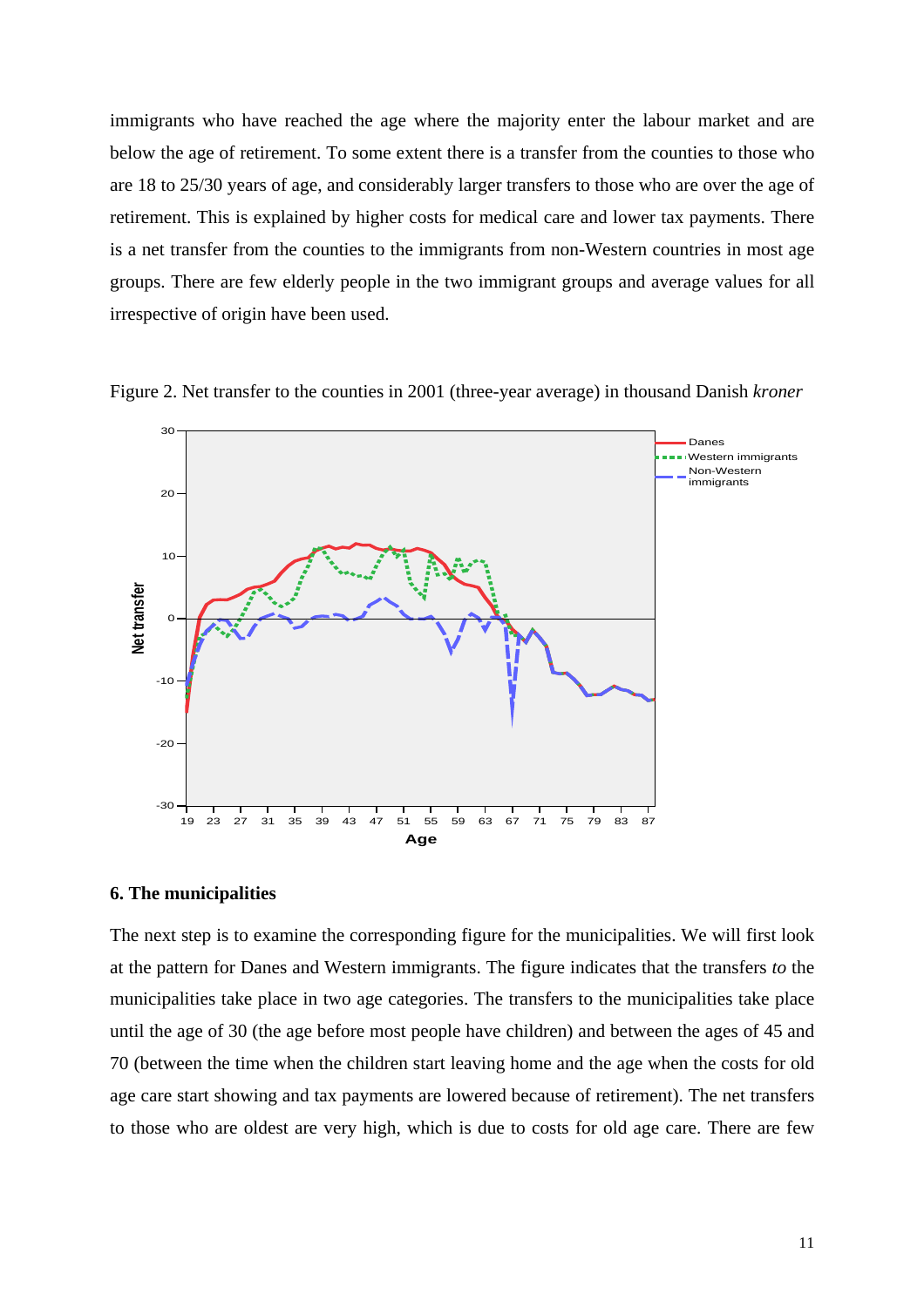immigrants who have reached the age where the majority enter the labour market and are below the age of retirement. To some extent there is a transfer from the counties to those who are 18 to 25/30 years of age, and considerably larger transfers to those who are over the age of retirement. This is explained by higher costs for medical care and lower tax payments. There is a net transfer from the counties to the immigrants from non-Western countries in most age groups. There are few elderly people in the two immigrant groups and average values for all irrespective of origin have been used.

Figure 2. Net transfer to the counties in 2001 (three-year average) in thousand Danish *kroner*

## 6. The municipalities

The next step is to examine the corresponding figure for the municipalities. We will first look at the pattern for Danes and Western immigrants. The figure indicates that the transfers *to* the municipalities take place in two age categories. The transfers to the municipalities take place until the age of 30 (the age before most people have children) and between the ages of 45 and 70 (between the time when the children start leaving home and the age when the costs for old age care start showing and tax payments are lowered because of retirement). The net transfers to those who are oldest are very high, which is due to costs for old age care. There are few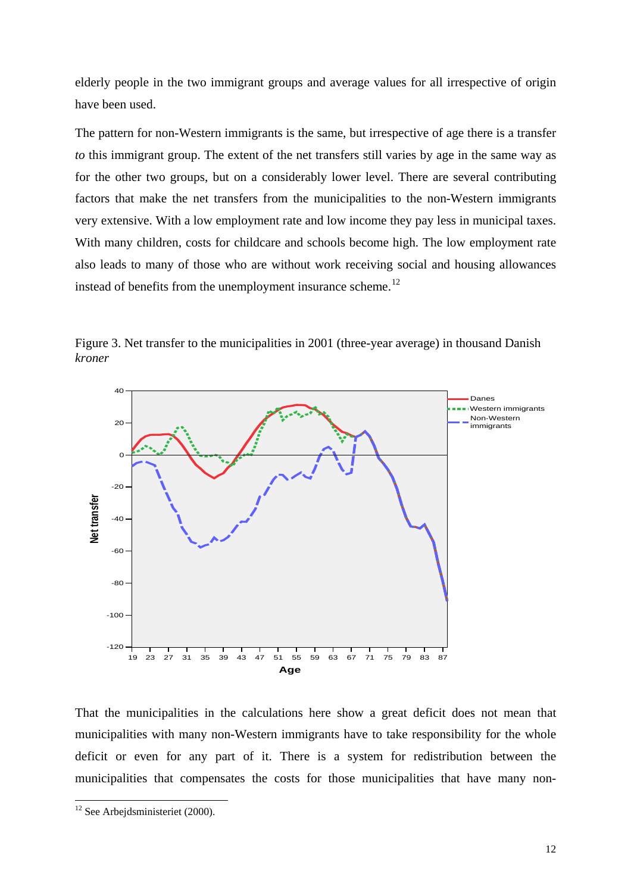elderly people in the two immigrant groups and average values for all irrespective of origin have been used.

The pattern for non-Western immigrants is the same, but irrespective of age there is a transfer *to* this immigrant group. The extent of the net transfers still varies by age in the same way as for the other two groups, but on a considerably lower level. There are several contributing factors that make the net transfers from the municipalities to the non-Western immigrants very extensive. With a low employment rate and low income they pay less in municipal taxes. With many children, costs for childcare and schools become high. The low employment rate also leads to many of those who are without work receiving social and housing allowances instead of benefits from the unemployment insurance scheme.[12]

Figure 3. Net transfer to the municipalities in 2001 (three-year average) in thousand Danish *kroner*

That the municipalities in the calculations here show a great deficit does not mean that municipalities with many non-Western immigrants have to take responsibility for the whole deficit or even for any part of it. There is a system for redistribution between the municipalities that compensates the costs for those municipalities that have many non-

[12] See Arbejdsministeriet (2000).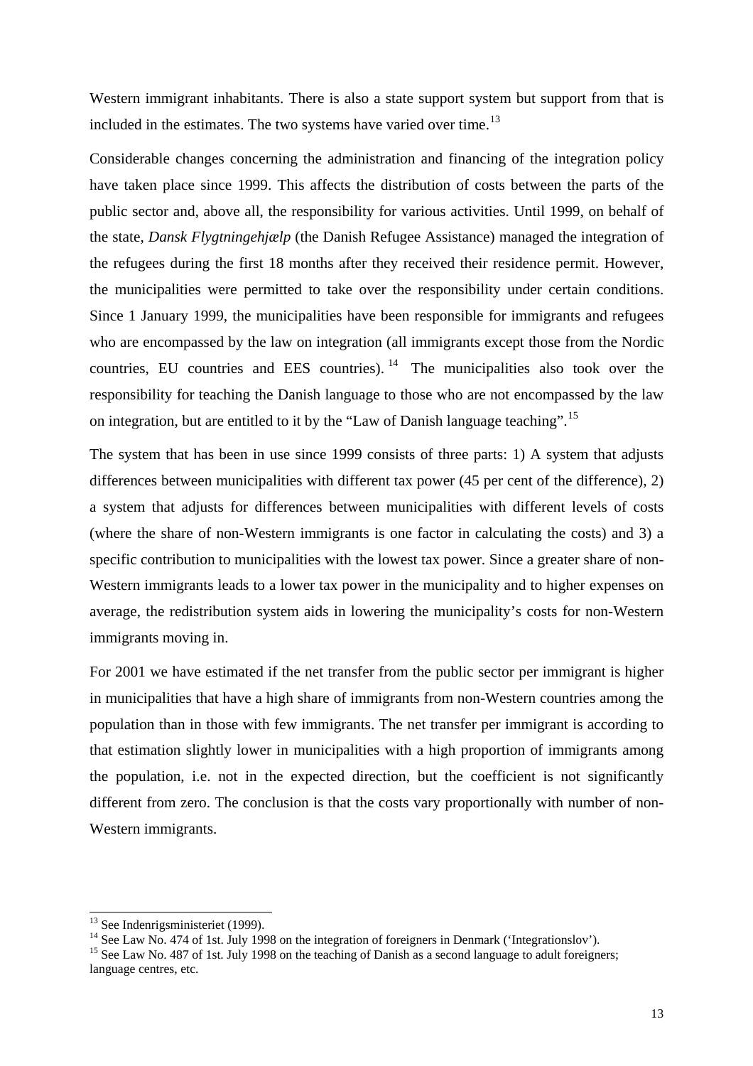Western immigrant inhabitants. There is also a state support system but support from that is included in the estimates. The two systems have varied over time.[13]

Considerable changes concerning the administration and financing of the integration policy have taken place since 1999. This affects the distribution of costs between the parts of the public sector and, above all, the responsibility for various activities. Until 1999, on behalf of the state, *Dansk Flygtningehjælp* (the Danish Refugee Assistance) managed the integration of the refugees during the first 18 months after they received their residence permit. However, the municipalities were permitted to take over the responsibility under certain conditions. Since 1 January 1999, the municipalities have been responsible for immigrants and refugees who are encompassed by the law on integration (all immigrants except those from the Nordic countries, EU countries and EES countries).[14] The municipalities also took over the responsibility for teaching the Danish language to those who are not encompassed by the law on integration, but are entitled to it by the "Law of Danish language teaching".[15]

The system that has been in use since 1999 consists of three parts: 1) A system that adjusts differences between municipalities with different tax power (45 per cent of the difference), 2) a system that adjusts for differences between municipalities with different levels of costs (where the share of non-Western immigrants is one factor in calculating the costs) and 3) a specific contribution to municipalities with the lowest tax power. Since a greater share of non-Western immigrants leads to a lower tax power in the municipality and to higher expenses on average, the redistribution system aids in lowering the municipality's costs for non-Western immigrants moving in.

For 2001 we have estimated if the net transfer from the public sector per immigrant is higher in municipalities that have a high share of immigrants from non-Western countries among the population than in those with few immigrants. The net transfer per immigrant is according to that estimation slightly lower in municipalities with a high proportion of immigrants among the population, i.e. not in the expected direction, but the coefficient is not significantly different from zero. The conclusion is that the costs vary proportionally with number of non-Western immigrants.

---

[13] See Indenrigsministeriet (1999).

[14] See Law No. 474 of 1st. July 1998 on the integration of foreigners in Denmark ('Integrationslov').

[15] See Law No. 487 of 1st. July 1998 on the teaching of Danish as a second language to adult foreigners; language centres, etc.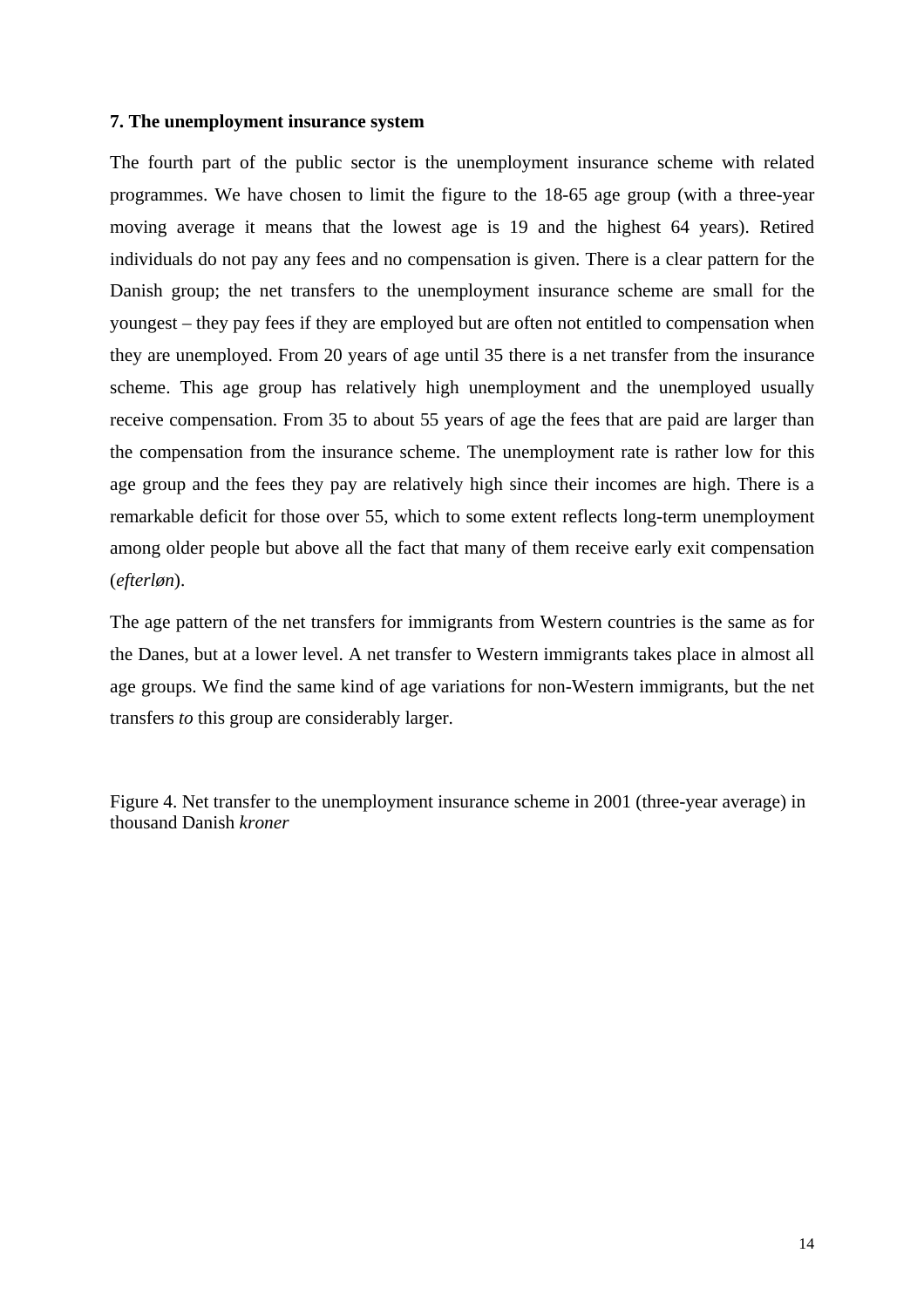### 7. The unemployment insurance system

The fourth part of the public sector is the unemployment insurance scheme with related programmes. We have chosen to limit the figure to the 18-65 age group (with a three-year moving average it means that the lowest age is 19 and the highest 64 years). Retired individuals do not pay any fees and no compensation is given. There is a clear pattern for the Danish group; the net transfers to the unemployment insurance scheme are small for the youngest – they pay fees if they are employed but are often not entitled to compensation when they are unemployed. From 20 years of age until 35 there is a net transfer from the insurance scheme. This age group has relatively high unemployment and the unemployed usually receive compensation. From 35 to about 55 years of age the fees that are paid are larger than the compensation from the insurance scheme. The unemployment rate is rather low for this age group and the fees they pay are relatively high since their incomes are high. There is a remarkable deficit for those over 55, which to some extent reflects long-term unemployment among older people but above all the fact that many of them receive early exit compensation (*efterløn*).

The age pattern of the net transfers for immigrants from Western countries is the same as for the Danes, but at a lower level. A net transfer to Western immigrants takes place in almost all age groups. We find the same kind of age variations for non-Western immigrants, but the net transfers *to* this group are considerably larger.

Figure 4. Net transfer to the unemployment insurance scheme in 2001 (three-year average) in thousand Danish *kroner*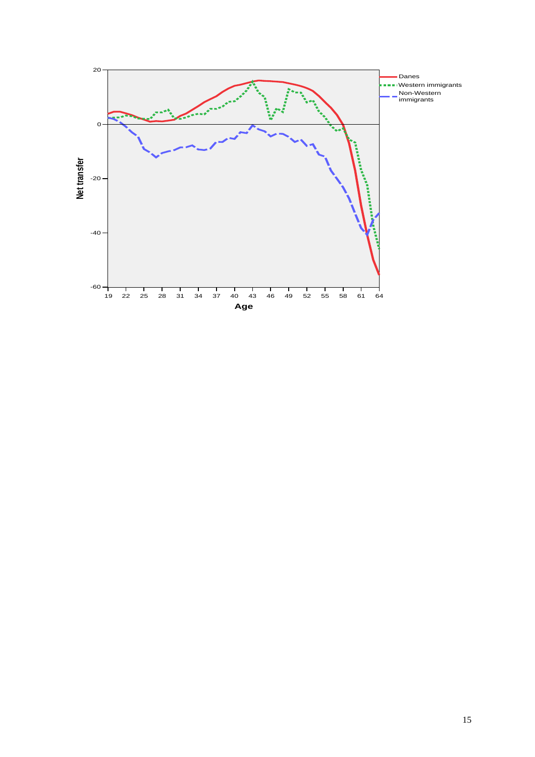Net transfer

Age

- Danes
- Western immigrants
- Non-Western immigrants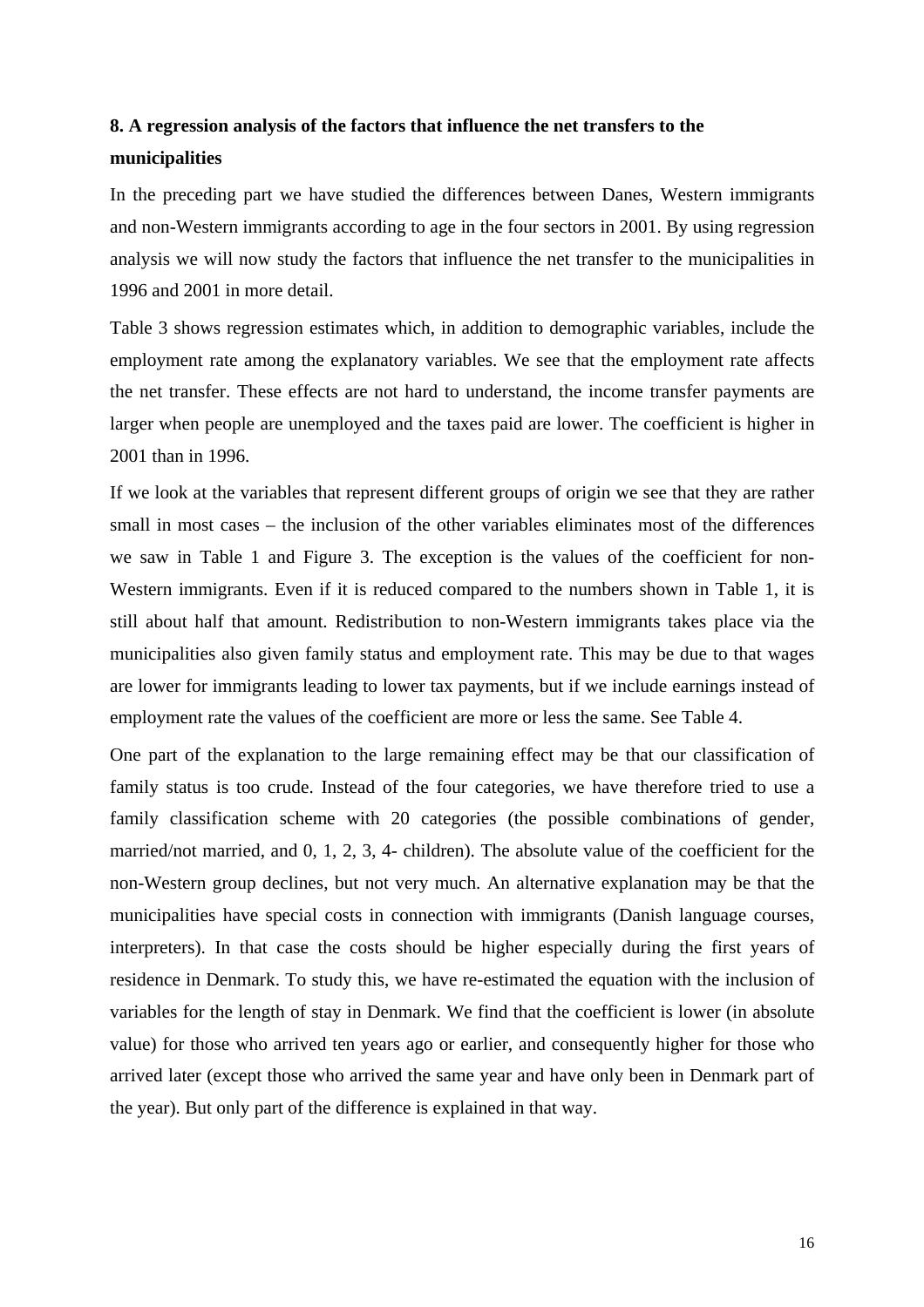**8. A regression analysis of the factors that influence the net transfers to the municipalities**

In the preceding part we have studied the differences between Danes, Western immigrants and non-Western immigrants according to age in the four sectors in 2001. By using regression analysis we will now study the factors that influence the net transfer to the municipalities in 1996 and 2001 in more detail.

Table 3 shows regression estimates which, in addition to demographic variables, include the employment rate among the explanatory variables. We see that the employment rate affects the net transfer. These effects are not hard to understand, the income transfer payments are larger when people are unemployed and the taxes paid are lower. The coefficient is higher in 2001 than in 1996.

If we look at the variables that represent different groups of origin we see that they are rather small in most cases – the inclusion of the other variables eliminates most of the differences we saw in Table 1 and Figure 3. The exception is the values of the coefficient for non-Western immigrants. Even if it is reduced compared to the numbers shown in Table 1, it is still about half that amount. Redistribution to non-Western immigrants takes place via the municipalities also given family status and employment rate. This may be due to that wages are lower for immigrants leading to lower tax payments, but if we include earnings instead of employment rate the values of the coefficient are more or less the same. See Table 4.

One part of the explanation to the large remaining effect may be that our classification of family status is too crude. Instead of the four categories, we have therefore tried to use a family classification scheme with 20 categories (the possible combinations of gender, married/not married, and 0, 1, 2, 3, 4- children). The absolute value of the coefficient for the non-Western group declines, but not very much. An alternative explanation may be that the municipalities have special costs in connection with immigrants (Danish language courses, interpreters). In that case the costs should be higher especially during the first years of residence in Denmark. To study this, we have re-estimated the equation with the inclusion of variables for the length of stay in Denmark. We find that the coefficient is lower (in absolute value) for those who arrived ten years ago or earlier, and consequently higher for those who arrived later (except those who arrived the same year and have only been in Denmark part of the year). But only part of the difference is explained in that way.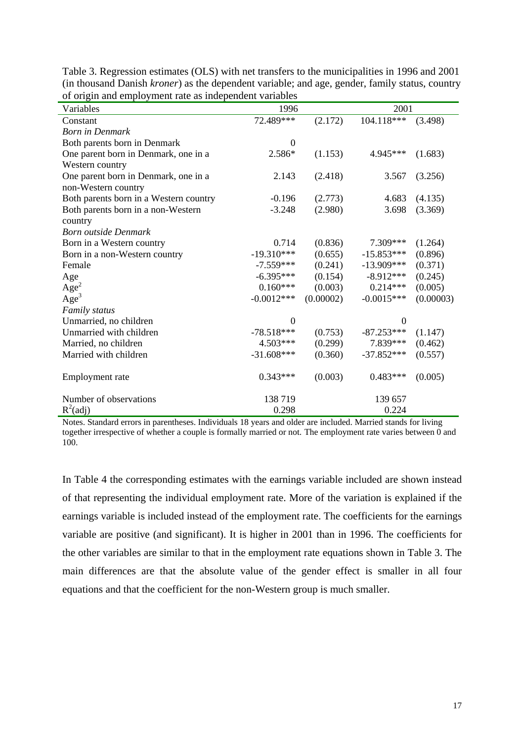Table 3. Regression estimates (OLS) with net transfers to the municipalities in 1996 and 2001 (in thousand Danish *kroner*) as the dependent variable; and age, gender, family status, country of origin and employment rate as independent variables

| Variables | 1996 | | 2001 | |
|---|---|---|---|---|
| Constant | 72.489*** | (2.172) | 104.118*** | (3.498) |
| *Born in Denmark* | | | | |
| Both parents born in Denmark | 0 | | | |
| One parent born in Denmark, one in a Western country | 2.586* | (1.153) | 4.945*** | (1.683) |
| One parent born in Denmark, one in a non-Western country | 2.143 | (2.418) | 3.567 | (3.256) |
| Both parents born in a Western country | -0.196 | (2.773) | 4.683 | (4.135) |
| Both parents born in a non-Western country | -3.248 | (2.980) | 3.698 | (3.369) |
| *Born outside Denmark* | | | | |
| Born in a Western country | 0.714 | (0.836) | 7.309*** | (1.264) |
| Born in a non-Western country | -19.310*** | (0.655) | -15.853*** | (0.896) |
| Female | -7.559*** | (0.241) | -13.909*** | (0.371) |
| Age | -6.395*** | (0.154) | -8.912*** | (0.245) |
| $Age^2$ | 0.160*** | (0.003) | 0.214*** | (0.005) |
| $Age^3$ | -0.0012*** | (0.00002) | -0.0015*** | (0.00003) |
| *Family status* | | | | |
| Unmarried, no children | 0 | | 0 | |
| Unmarried with children | -78.518*** | (0.753) | -87.253*** | (1.147) |
| Married, no children | 4.503*** | (0.299) | 7.839*** | (0.462) |
| Married with children | -31.608*** | (0.360) | -37.852*** | (0.557) |
| Employment rate | 0.343*** | (0.003) | 0.483*** | (0.005) |
| Number of observations | 138 719 | | 139 657 | |
| $R^2$(adj) | 0.298 | | 0.224 | |

Notes. Standard errors in parentheses. Individuals 18 years and older are included. Married stands for living together irrespective of whether a couple is formally married or not. The employment rate varies between 0 and 100.

In Table 4 the corresponding estimates with the earnings variable included are shown instead of that representing the individual employment rate. More of the variation is explained if the earnings variable is included instead of the employment rate. The coefficients for the earnings variable are positive (and significant). It is higher in 2001 than in 1996. The coefficients for the other variables are similar to that in the employment rate equations shown in Table 3. The main differences are that the absolute value of the gender effect is smaller in all four equations and that the coefficient for the non-Western group is much smaller.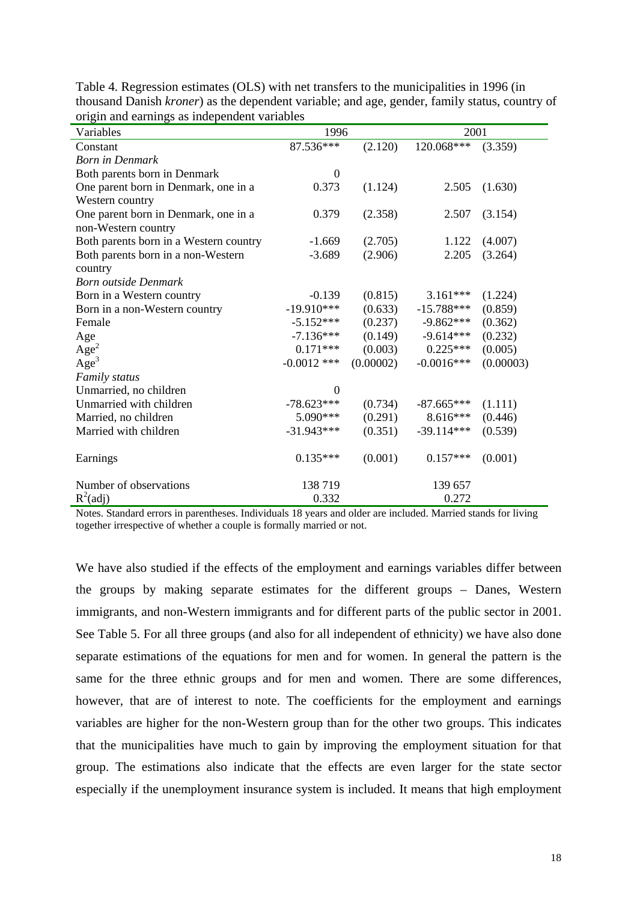Table 4. Regression estimates (OLS) with net transfers to the municipalities in 1996 (in thousand Danish *kroner*) as the dependent variable; and age, gender, family status, country of origin and earnings as independent variables

| Variables | 1996 | | 2001 | |
|---|---|---|---|---|
| Constant | 87.536*** | (2.120) | 120.068*** | (3.359) |
| *Born in Denmark* | | | | |
| Both parents born in Denmark | 0 | | | |
| One parent born in Denmark, one in a Western country | 0.373 | (1.124) | 2.505 | (1.630) |
| One parent born in Denmark, one in a non-Western country | 0.379 | (2.358) | 2.507 | (3.154) |
| Both parents born in a Western country | -1.669 | (2.705) | 1.122 | (4.007) |
| Both parents born in a non-Western country | -3.689 | (2.906) | 2.205 | (3.264) |
| *Born outside Denmark* | | | | |
| Born in a Western country | -0.139 | (0.815) | 3.161*** | (1.224) |
| Born in a non-Western country | -19.910*** | (0.633) | -15.788*** | (0.859) |
| Female | -5.152*** | (0.237) | -9.862*** | (0.362) |
| Age | -7.136*** | (0.149) | -9.614*** | (0.232) |
| $Age^2$ | 0.171*** | (0.003) | 0.225*** | (0.005) |
| $Age^3$ | -0.0012 *** | (0.00002) | -0.0016*** | (0.00003) |
| *Family status* | | | | |
| Unmarried, no children | 0 | | | |
| Unmarried with children | -78.623*** | (0.734) | -87.665*** | (1.111) |
| Married, no children | 5.090*** | (0.291) | 8.616*** | (0.446) |
| Married with children | -31.943*** | (0.351) | -39.114*** | (0.539) |
| Earnings | 0.135*** | (0.001) | 0.157*** | (0.001) |
| Number of observations | 138 719 | | 139 657 | |
| $R^2$(adj) | 0.332 | | 0.272 | |

Notes. Standard errors in parentheses. Individuals 18 years and older are included. Married stands for living together irrespective of whether a couple is formally married or not.

We have also studied if the effects of the employment and earnings variables differ between the groups by making separate estimates for the different groups – Danes, Western immigrants, and non-Western immigrants and for different parts of the public sector in 2001. See Table 5. For all three groups (and also for all independent of ethnicity) we have also done separate estimations of the equations for men and for women. In general the pattern is the same for the three ethnic groups and for men and women. There are some differences, however, that are of interest to note. The coefficients for the employment and earnings variables are higher for the non-Western group than for the other two groups. This indicates that the municipalities have much to gain by improving the employment situation for that group. The estimations also indicate that the effects are even larger for the state sector especially if the unemployment insurance system is included. It means that high employment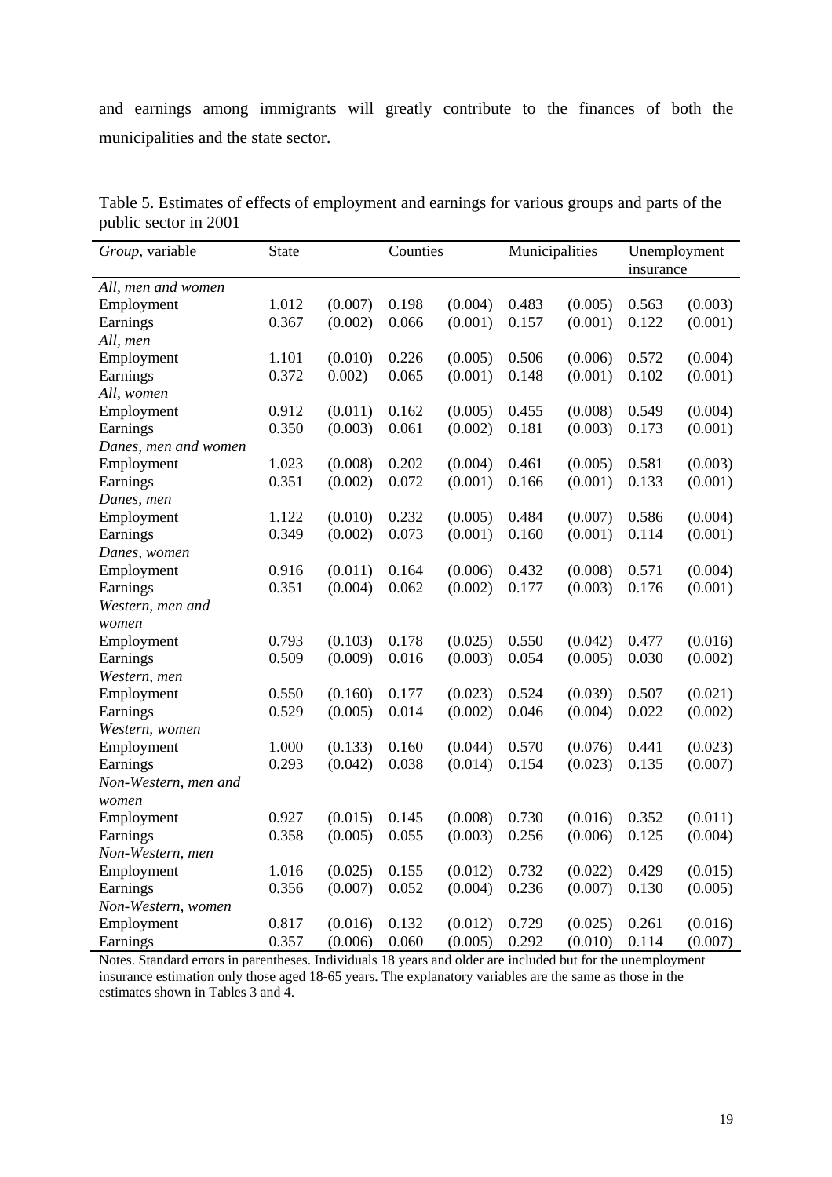and earnings among immigrants will greatly contribute to the finances of both the municipalities and the state sector.

Table 5. Estimates of effects of employment and earnings for various groups and parts of the public sector in 2001

| *Group*, variable | State | | Counties | | Municipalities | | Unemployment insurance | |
|---|---|---|---|---|---|---|---|---|
| *All, men and women* | | | | | | | | |
| Employment | 1.012 | (0.007) | 0.198 | (0.004) | 0.483 | (0.005) | 0.563 | (0.003) |
| Earnings | 0.367 | (0.002) | 0.066 | (0.001) | 0.157 | (0.001) | 0.122 | (0.001) |
| *All, men* | | | | | | | | |
| Employment | 1.101 | (0.010) | 0.226 | (0.005) | 0.506 | (0.006) | 0.572 | (0.004) |
| Earnings | 0.372 | 0.002) | 0.065 | (0.001) | 0.148 | (0.001) | 0.102 | (0.001) |
| *All, women* | | | | | | | | |
| Employment | 0.912 | (0.011) | 0.162 | (0.005) | 0.455 | (0.008) | 0.549 | (0.004) |
| Earnings | 0.350 | (0.003) | 0.061 | (0.002) | 0.181 | (0.003) | 0.173 | (0.001) |
| *Danes, men and women* | | | | | | | | |
| Employment | 1.023 | (0.008) | 0.202 | (0.004) | 0.461 | (0.005) | 0.581 | (0.003) |
| Earnings | 0.351 | (0.002) | 0.072 | (0.001) | 0.166 | (0.001) | 0.133 | (0.001) |
| *Danes, men* | | | | | | | | |
| Employment | 1.122 | (0.010) | 0.232 | (0.005) | 0.484 | (0.007) | 0.586 | (0.004) |
| Earnings | 0.349 | (0.002) | 0.073 | (0.001) | 0.160 | (0.001) | 0.114 | (0.001) |
| *Danes, women* | | | | | | | | |
| Employment | 0.916 | (0.011) | 0.164 | (0.006) | 0.432 | (0.008) | 0.571 | (0.004) |
| Earnings | 0.351 | (0.004) | 0.062 | (0.002) | 0.177 | (0.003) | 0.176 | (0.001) |
| *Western, men and women* | | | | | | | | |
| Employment | 0.793 | (0.103) | 0.178 | (0.025) | 0.550 | (0.042) | 0.477 | (0.016) |
| Earnings | 0.509 | (0.009) | 0.016 | (0.003) | 0.054 | (0.005) | 0.030 | (0.002) |
| *Western, men* | | | | | | | | |
| Employment | 0.550 | (0.160) | 0.177 | (0.023) | 0.524 | (0.039) | 0.507 | (0.021) |
| Earnings | 0.529 | (0.005) | 0.014 | (0.002) | 0.046 | (0.004) | 0.022 | (0.002) |
| *Western, women* | | | | | | | | |
| Employment | 1.000 | (0.133) | 0.160 | (0.044) | 0.570 | (0.076) | 0.441 | (0.023) |
| Earnings | 0.293 | (0.042) | 0.038 | (0.014) | 0.154 | (0.023) | 0.135 | (0.007) |
| *Non-Western, men and women* | | | | | | | | |
| Employment | 0.927 | (0.015) | 0.145 | (0.008) | 0.730 | (0.016) | 0.352 | (0.011) |
| Earnings | 0.358 | (0.005) | 0.055 | (0.003) | 0.256 | (0.006) | 0.125 | (0.004) |
| *Non-Western, men* | | | | | | | | |
| Employment | 1.016 | (0.025) | 0.155 | (0.012) | 0.732 | (0.022) | 0.429 | (0.015) |
| Earnings | 0.356 | (0.007) | 0.052 | (0.004) | 0.236 | (0.007) | 0.130 | (0.005) |
| *Non-Western, women* | | | | | | | | |
| Employment | 0.817 | (0.016) | 0.132 | (0.012) | 0.729 | (0.025) | 0.261 | (0.016) |
| Earnings | 0.357 | (0.006) | 0.060 | (0.005) | 0.292 | (0.010) | 0.114 | (0.007) |

Notes. Standard errors in parentheses. Individuals 18 years and older are included but for the unemployment insurance estimation only those aged 18-65 years. The explanatory variables are the same as those in the estimates shown in Tables 3 and 4.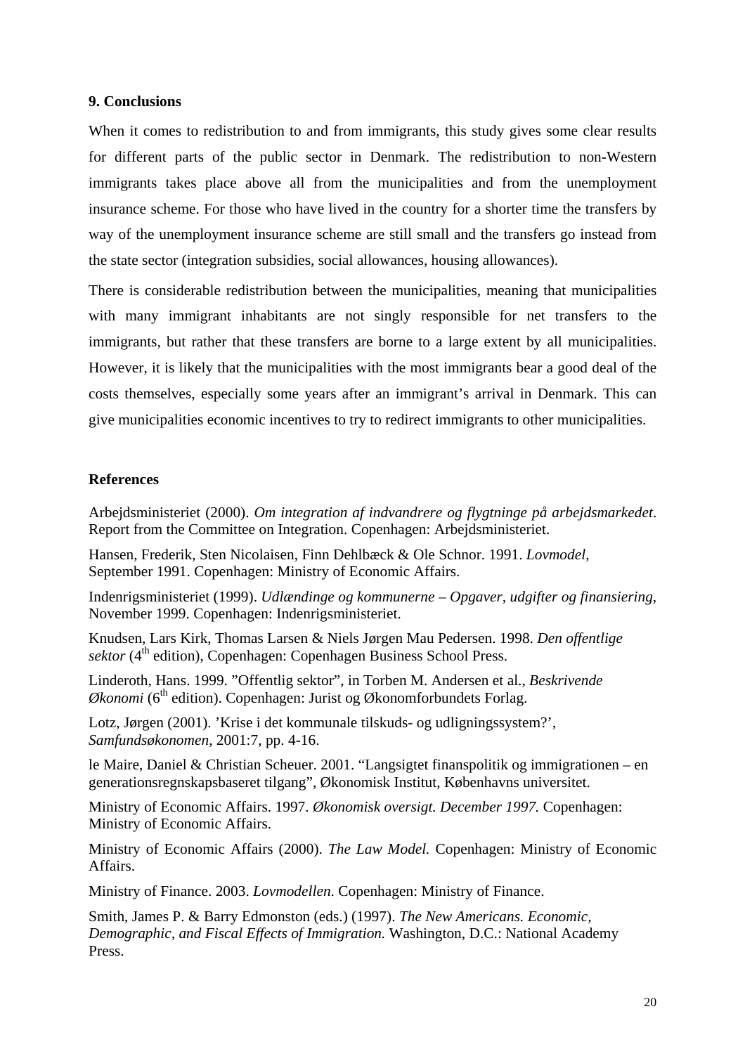## 9. Conclusions

When it comes to redistribution to and from immigrants, this study gives some clear results for different parts of the public sector in Denmark. The redistribution to non-Western immigrants takes place above all from the municipalities and from the unemployment insurance scheme. For those who have lived in the country for a shorter time the transfers by way of the unemployment insurance scheme are still small and the transfers go instead from the state sector (integration subsidies, social allowances, housing allowances).

There is considerable redistribution between the municipalities, meaning that municipalities with many immigrant inhabitants are not singly responsible for net transfers to the immigrants, but rather that these transfers are borne to a large extent by all municipalities. However, it is likely that the municipalities with the most immigrants bear a good deal of the costs themselves, especially some years after an immigrant's arrival in Denmark. This can give municipalities economic incentives to try to redirect immigrants to other municipalities.

## References

Arbejdsministeriet (2000). *Om integration af indvandrere og flygtninge på arbejdsmarkedet*. Report from the Committee on Integration. Copenhagen: Arbejdsministeriet.

Hansen, Frederik, Sten Nicolaisen, Finn Dehlbæck & Ole Schnor. 1991. *Lovmodel*, September 1991. Copenhagen: Ministry of Economic Affairs.

Indenrigsministeriet (1999). *Udlændinge og kommunerne – Opgaver, udgifter og finansiering*, November 1999. Copenhagen: Indenrigsministeriet.

Knudsen, Lars Kirk, Thomas Larsen & Niels Jørgen Mau Pedersen. 1998. *Den offentlige sektor* (4th edition), Copenhagen: Copenhagen Business School Press.

Linderoth, Hans. 1999. "Offentlig sektor", in Torben M. Andersen et al., *Beskrivende Økonomi* (6th edition). Copenhagen: Jurist og Økonomforbundets Forlag.

Lotz, Jørgen (2001). 'Krise i det kommunale tilskuds- og udligningssystem?', *Samfundsøkonomen*, 2001:7, pp. 4-16.

le Maire, Daniel & Christian Scheuer. 2001. "Langsigtet finanspolitik og immigrationen – en generationsregnskapsbaseret tilgang", Økonomisk Institut, Københavns universitet.

Ministry of Economic Affairs. 1997. *Økonomisk oversigt. December 1997.* Copenhagen: Ministry of Economic Affairs.

Ministry of Economic Affairs (2000). *The Law Model.* Copenhagen: Ministry of Economic Affairs.

Ministry of Finance. 2003. *Lovmodellen*. Copenhagen: Ministry of Finance.

Smith, James P. & Barry Edmonston (eds.) (1997). *The New Americans. Economic, Demographic, and Fiscal Effects of Immigration.* Washington, D.C.: National Academy Press.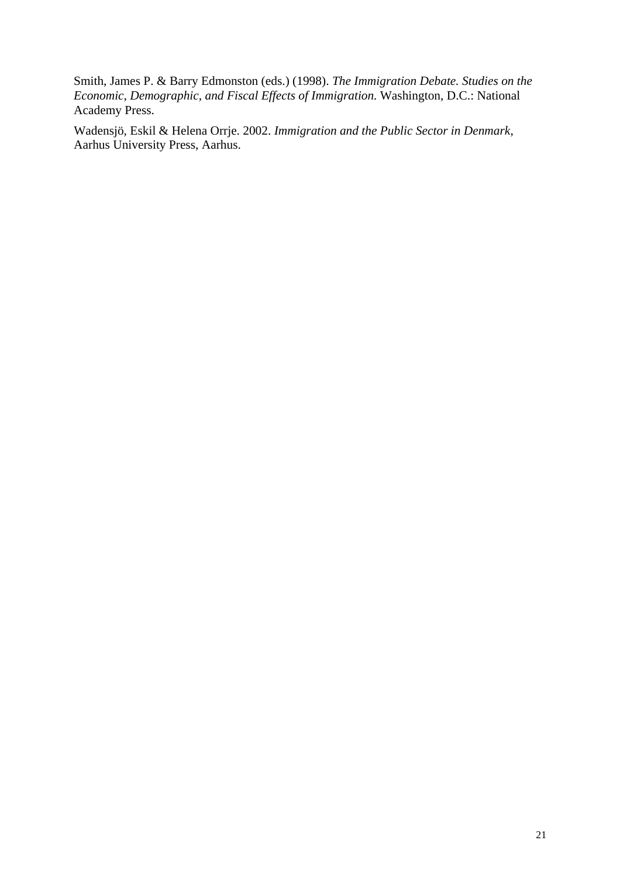Smith, James P. & Barry Edmonston (eds.) (1998). *The Immigration Debate. Studies on the Economic, Demographic, and Fiscal Effects of Immigration.* Washington, D.C.: National Academy Press.

Wadensjö, Eskil & Helena Orrje. 2002. *Immigration and the Public Sector in Denmark*, Aarhus University Press, Aarhus.